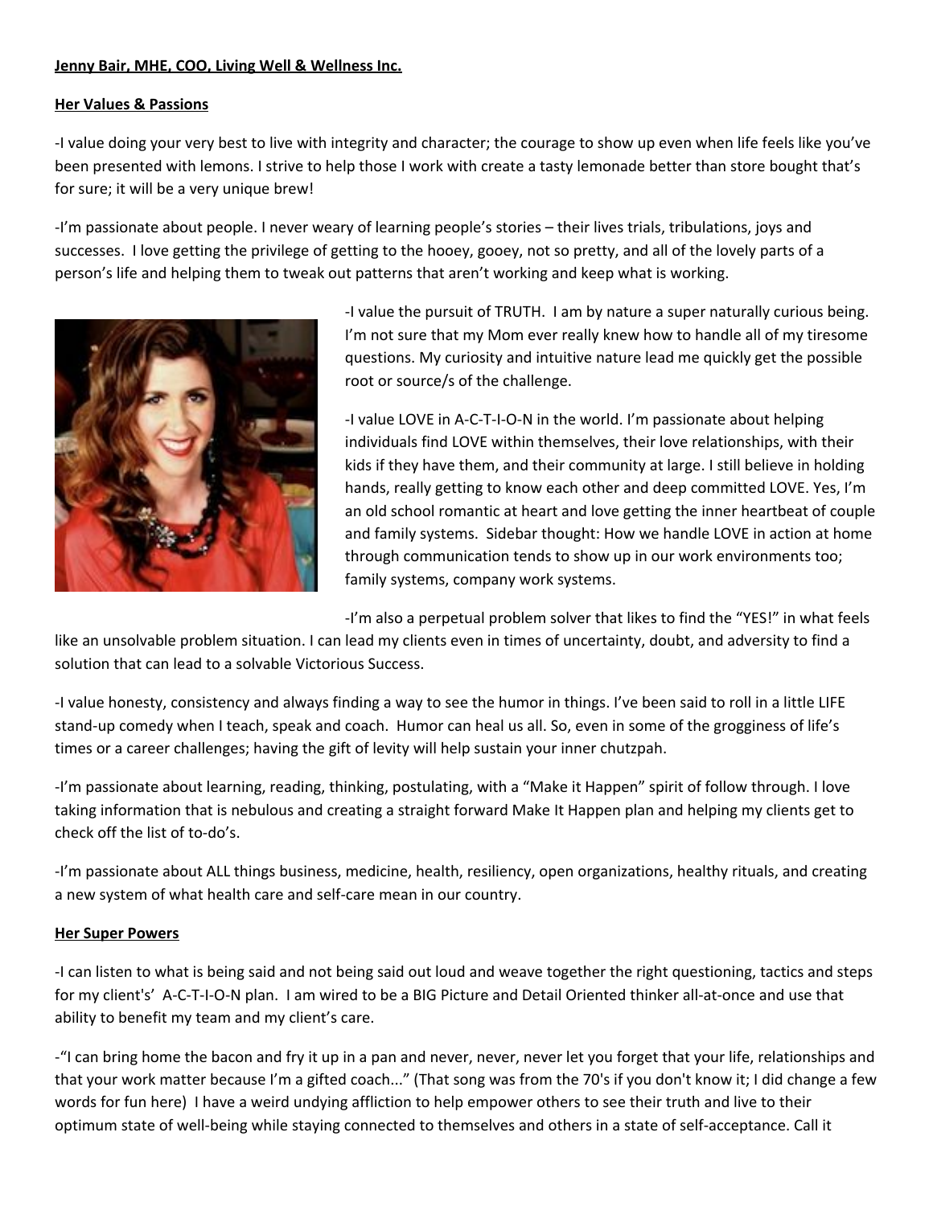**Jenny Bair, MHE, COO, Living Well & Wellness Inc.**

**Her Values & Passions**

-I value doing your very best to live with integrity and character; the courage to show up even when life feels like you've been presented with lemons. I strive to help those I work with create a tasty lemonade better than store bought that's for sure; it will be a very unique brew!

-I'm passionate about people. I never weary of learning people's stories – their lives trials, tribulations, joys and successes. I love getting the privilege of getting to the hooey, gooey, not so pretty, and all of the lovely parts of a person's life and helping them to tweak out patterns that aren't working and keep what is working.

-I value the pursuit of TRUTH. I am by nature a super naturally curious being. I'm not sure that my Mom ever really knew how to handle all of my tiresome questions. My curiosity and intuitive nature lead me quickly get the possible root or source/s of the challenge.

-I value LOVE in A-C-T-I-O-N in the world. I'm passionate about helping individuals find LOVE within themselves, their love relationships, with their kids if they have them, and their community at large. I still believe in holding hands, really getting to know each other and deep committed LOVE. Yes, I'm an old school romantic at heart and love getting the inner heartbeat of couple and family systems. Sidebar thought: How we handle LOVE in action at home through communication tends to show up in our work environments too; family systems, company work systems.

-I'm also a perpetual problem solver that likes to find the "YES!" in what feels like an unsolvable problem situation. I can lead my clients even in times of uncertainty, doubt, and adversity to find a solution that can lead to a solvable Victorious Success.

-I value honesty, consistency and always finding a way to see the humor in things. I've been said to roll in a little LIFE stand-up comedy when I teach, speak and coach. Humor can heal us all. So, even in some of the grogginess of life's times or a career challenges; having the gift of levity will help sustain your inner chutzpah.

-I'm passionate about learning, reading, thinking, postulating, with a "Make it Happen" spirit of follow through. I love taking information that is nebulous and creating a straight forward Make It Happen plan and helping my clients get to check off the list of to-do's.

-I'm passionate about ALL things business, medicine, health, resiliency, open organizations, healthy rituals, and creating a new system of what health care and self-care mean in our country.

**Her Super Powers**

-I can listen to what is being said and not being said out loud and weave together the right questioning, tactics and steps for my client's' A-C-T-I-O-N plan. I am wired to be a BIG Picture and Detail Oriented thinker all-at-once and use that ability to benefit my team and my client's care.

-"I can bring home the bacon and fry it up in a pan and never, never, never let you forget that your life, relationships and that your work matter because I'm a gifted coach..." (That song was from the 70's if you don't know it; I did change a few words for fun here) I have a weird undying affliction to help empower others to see their truth and live to their optimum state of well-being while staying connected to themselves and others in a state of self-acceptance. Call it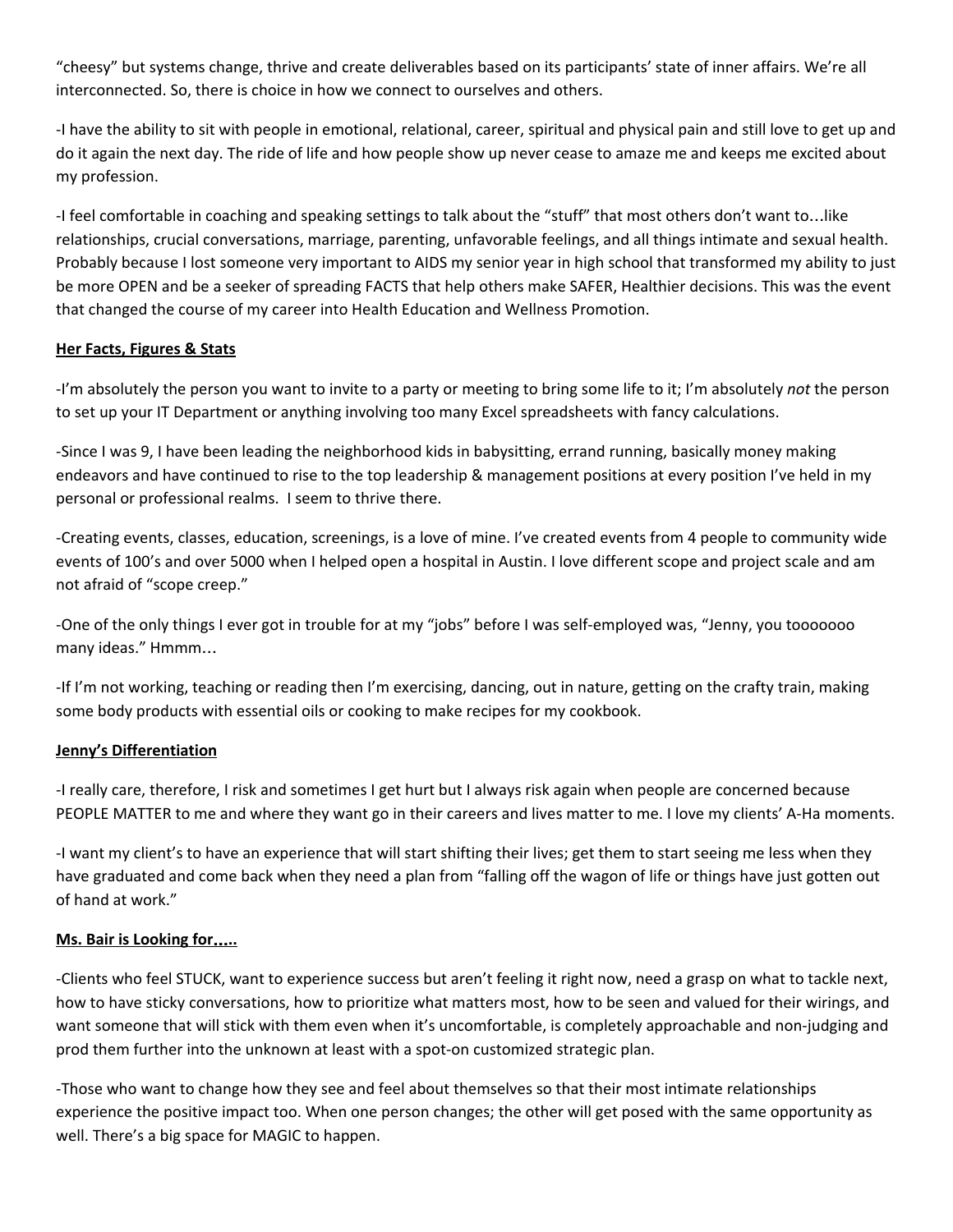"cheesy" but systems change, thrive and create deliverables based on its participants' state of inner affairs. We're all interconnected. So, there is choice in how we connect to ourselves and others.

-I have the ability to sit with people in emotional, relational, career, spiritual and physical pain and still love to get up and do it again the next day. The ride of life and how people show up never cease to amaze me and keeps me excited about my profession.

-I feel comfortable in coaching and speaking settings to talk about the "stuff" that most others don't want to…like relationships, crucial conversations, marriage, parenting, unfavorable feelings, and all things intimate and sexual health. Probably because I lost someone very important to AIDS my senior year in high school that transformed my ability to just be more OPEN and be a seeker of spreading FACTS that help others make SAFER, Healthier decisions. This was the event that changed the course of my career into Health Education and Wellness Promotion.

**Her Facts, Figures & Stats**

-I'm absolutely the person you want to invite to a party or meeting to bring some life to it; I'm absolutely *not* the person to set up your IT Department or anything involving too many Excel spreadsheets with fancy calculations.

-Since I was 9, I have been leading the neighborhood kids in babysitting, errand running, basically money making endeavors and have continued to rise to the top leadership & management positions at every position I've held in my personal or professional realms. I seem to thrive there.

-Creating events, classes, education, screenings, is a love of mine. I've created events from 4 people to community wide events of 100's and over 5000 when I helped open a hospital in Austin. I love different scope and project scale and am not afraid of "scope creep."

-One of the only things I ever got in trouble for at my "jobs" before I was self-employed was, "Jenny, you tooooooo many ideas." Hmmm…

-If I'm not working, teaching or reading then I'm exercising, dancing, out in nature, getting on the crafty train, making some body products with essential oils or cooking to make recipes for my cookbook.

**Jenny's Differentiation**

-I really care, therefore, I risk and sometimes I get hurt but I always risk again when people are concerned because PEOPLE MATTER to me and where they want go in their careers and lives matter to me. I love my clients' A-Ha moments.

-I want my client's to have an experience that will start shifting their lives; get them to start seeing me less when they have graduated and come back when they need a plan from "falling off the wagon of life or things have just gotten out of hand at work."

**Ms. Bair is Looking for…..**

-Clients who feel STUCK, want to experience success but aren't feeling it right now, need a grasp on what to tackle next, how to have sticky conversations, how to prioritize what matters most, how to be seen and valued for their wirings, and want someone that will stick with them even when it's uncomfortable, is completely approachable and non-judging and prod them further into the unknown at least with a spot-on customized strategic plan.

-Those who want to change how they see and feel about themselves so that their most intimate relationships experience the positive impact too. When one person changes; the other will get posed with the same opportunity as well. There's a big space for MAGIC to happen.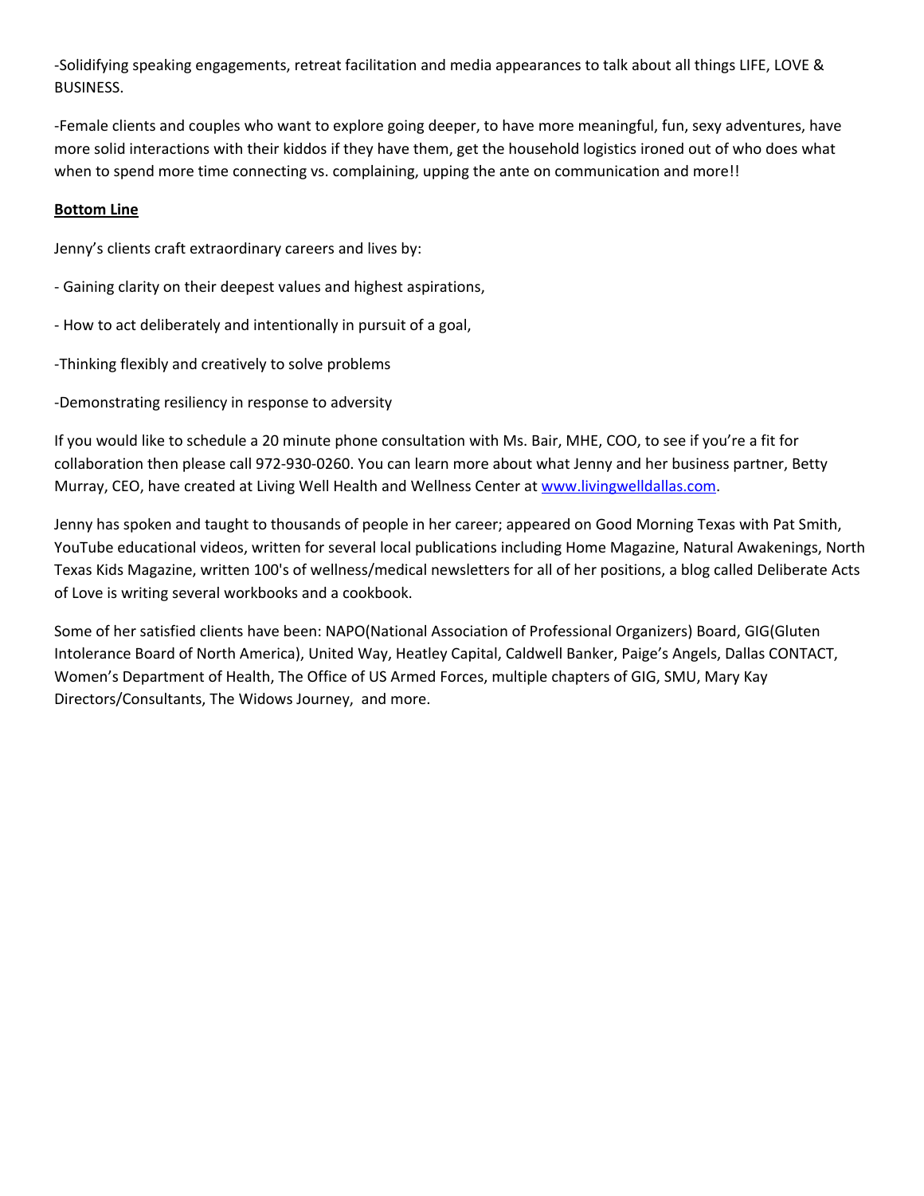-Solidifying speaking engagements, retreat facilitation and media appearances to talk about all things LIFE, LOVE & BUSINESS.

-Female clients and couples who want to explore going deeper, to have more meaningful, fun, sexy adventures, have more solid interactions with their kiddos if they have them, get the household logistics ironed out of who does what when to spend more time connecting vs. complaining, upping the ante on communication and more!!

**Bottom Line**

Jenny's clients craft extraordinary careers and lives by:

- Gaining clarity on their deepest values and highest aspirations,

- How to act deliberately and intentionally in pursuit of a goal,

-Thinking flexibly and creatively to solve problems

-Demonstrating resiliency in response to adversity

If you would like to schedule a 20 minute phone consultation with Ms. Bair, MHE, COO, to see if you're a fit for collaboration then please call 972-930-0260. You can learn more about what Jenny and her business partner, Betty Murray, CEO, have created at Living Well Health and Wellness Center at www.livingwelldallas.com.

Jenny has spoken and taught to thousands of people in her career; appeared on Good Morning Texas with Pat Smith, YouTube educational videos, written for several local publications including Home Magazine, Natural Awakenings, North Texas Kids Magazine, written 100's of wellness/medical newsletters for all of her positions, a blog called Deliberate Acts of Love is writing several workbooks and a cookbook.

Some of her satisfied clients have been: NAPO(National Association of Professional Organizers) Board, GIG(Gluten Intolerance Board of North America), United Way, Heatley Capital, Caldwell Banker, Paige's Angels, Dallas CONTACT, Women's Department of Health, The Office of US Armed Forces, multiple chapters of GIG, SMU, Mary Kay Directors/Consultants, The Widows Journey, and more.